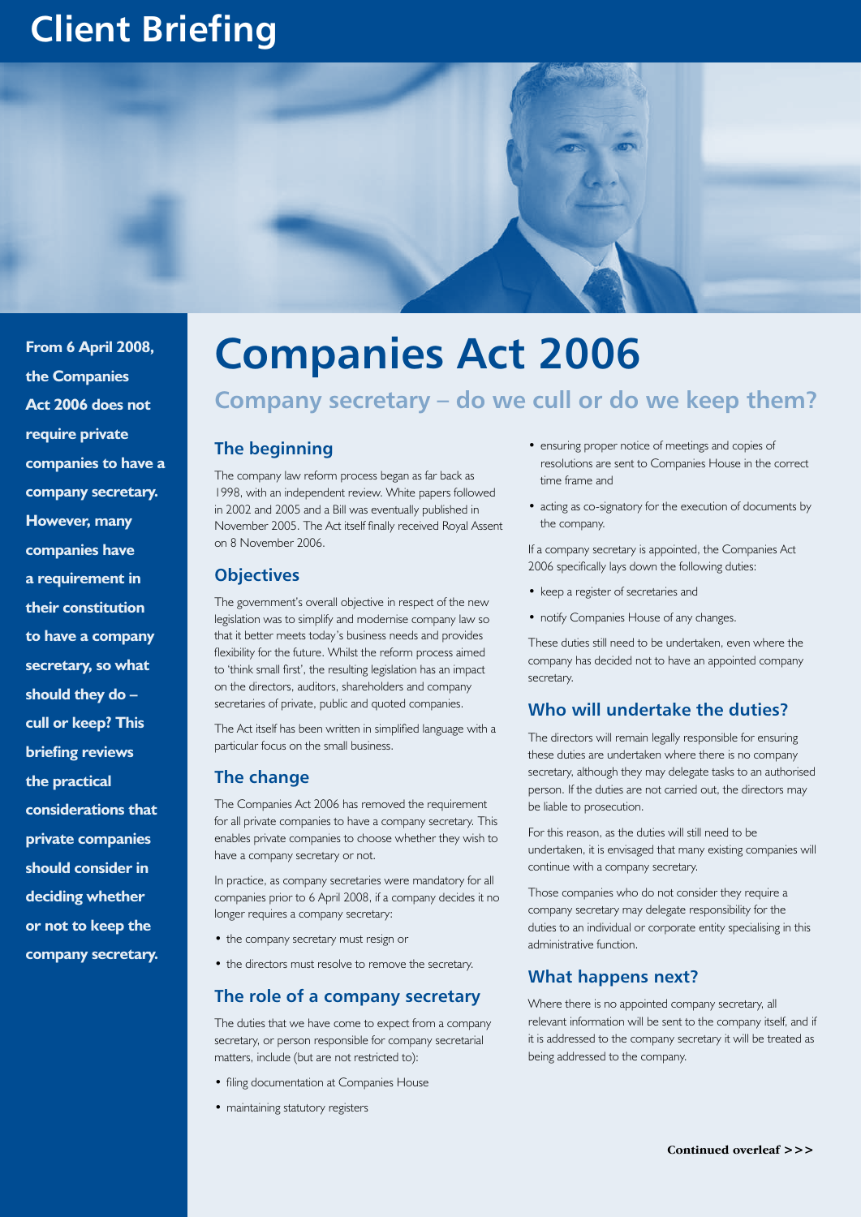# Client Briefing

**From 6 April 2008, the Companies Act 2006 does not require private companies to have a company secretary. However, many companies have a requirement in their constitution to have a company secretary, so what should they do – cull or keep? This briefing reviews the practical considerations that private companies should consider in deciding whether or not to keep the company secretary.**

# Companies Act 2006

## Company secretary – do we cull or do we keep them?

### The beginning

The company law reform process began as far back as 1998, with an independent review. White papers followed in 2002 and 2005 and a Bill was eventually published in November 2005. The Act itself finally received Royal Assent on 8 November 2006.

### Objectives

The government's overall objective in respect of the new legislation was to simplify and modernise company law so that it better meets today's business needs and provides flexibility for the future. Whilst the reform process aimed to 'think small first', the resulting legislation has an impact on the directors, auditors, shareholders and company secretaries of private, public and quoted companies.

The Act itself has been written in simplified language with a particular focus on the small business.

### The change

The Companies Act 2006 has removed the requirement for all private companies to have a company secretary. This enables private companies to choose whether they wish to have a company secretary or not.

In practice, as company secretaries were mandatory for all companies prior to 6 April 2008, if a company decides it no longer requires a company secretary:

- the company secretary must resign or
- the directors must resolve to remove the secretary.

### The role of a company secretary

The duties that we have come to expect from a company secretary, or person responsible for company secretarial matters, include (but are not restricted to):

- filing documentation at Companies House
- maintaining statutory registers
- ensuring proper notice of meetings and copies of resolutions are sent to Companies House in the correct time frame and
- acting as co-signatory for the execution of documents by the company.

If a company secretary is appointed, the Companies Act 2006 specifically lays down the following duties:

- keep a register of secretaries and
- notify Companies House of any changes.

These duties still need to be undertaken, even where the company has decided not to have an appointed company secretary.

### Who will undertake the duties?

The directors will remain legally responsible for ensuring these duties are undertaken where there is no company secretary, although they may delegate tasks to an authorised person. If the duties are not carried out, the directors may be liable to prosecution.

For this reason, as the duties will still need to be undertaken, it is envisaged that many existing companies will continue with a company secretary.

Those companies who do not consider they require a company secretary may delegate responsibility for the duties to an individual or corporate entity specialising in this administrative function.

### What happens next?

Where there is no appointed company secretary, all relevant information will be sent to the company itself, and if it is addressed to the company secretary it will be treated as being addressed to the company.

**Continued overleaf >>>**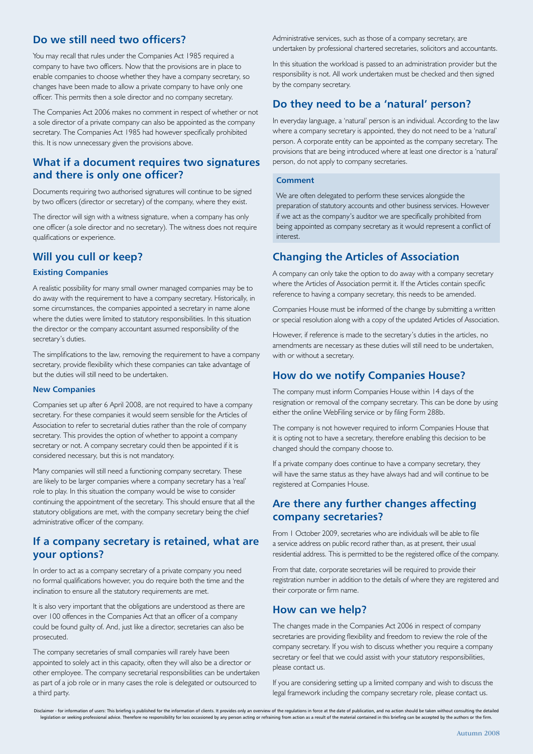## Do we still need two officers?

You may recall that rules under the Companies Act 1985 required a company to have two officers. Now that the provisions are in place to enable companies to choose whether they have a company secretary, so changes have been made to allow a private company to have only one officer. This permits then a sole director and no company secretary.

The Companies Act 2006 makes no comment in respect of whether or not a sole director of a private company can also be appointed as the company secretary. The Companies Act 1985 had however specifically prohibited this. It is now unnecessary given the provisions above.

## What if a document requires two signatures and there is only one officer?

Documents requiring two authorised signatures will continue to be signed by two officers (director or secretary) of the company, where they exist.

The director will sign with a witness signature, when a company has only one officer (a sole director and no secretary). The witness does not require qualifications or experience.

## Will you cull or keep?

### Existing Companies

A realistic possibility for many small owner managed companies may be to do away with the requirement to have a company secretary. Historically, in some circumstances, the companies appointed a secretary in name alone where the duties were limited to statutory responsibilities. In this situation the director or the company accountant assumed responsibility of the secretary's duties.

The simplifications to the law, removing the requirement to have a company secretary, provide flexibility which these companies can take advantage of but the duties will still need to be undertaken.

### New Companies

Companies set up after 6 April 2008, are not required to have a company secretary. For these companies it would seem sensible for the Articles of Association to refer to secretarial duties rather than the role of company secretary. This provides the option of whether to appoint a company secretary or not. A company secretary could then be appointed if it is considered necessary, but this is not mandatory.

Many companies will still need a functioning company secretary. These are likely to be larger companies where a company secretary has a 'real' role to play. In this situation the company would be wise to consider continuing the appointment of the secretary. This should ensure that all the statutory obligations are met, with the company secretary being the chief administrative officer of the company.

## If a company secretary is retained, what are your options?

In order to act as a company secretary of a private company you need no formal qualifications however, you do require both the time and the inclination to ensure all the statutory requirements are met.

It is also very important that the obligations are understood as there are over 100 offences in the Companies Act that an officer of a company could be found guilty of. And, just like a director, secretaries can also be prosecuted.

The company secretaries of small companies will rarely have been appointed to solely act in this capacity, often they will also be a director or other employee. The company secretarial responsibilities can be undertaken as part of a job role or in many cases the role is delegated or outsourced to a third party.

Administrative services, such as those of a company secretary, are undertaken by professional chartered secretaries, solicitors and accountants.

In this situation the workload is passed to an administration provider but the responsibility is not. All work undertaken must be checked and then signed by the company secretary.

## Do they need to be a 'natural' person?

In everyday language, a 'natural' person is an individual. According to the law where a company secretary is appointed, they do not need to be a 'natural' person. A corporate entity can be appointed as the company secretary. The provisions that are being introduced where at least one director is a 'natural' person, do not apply to company secretaries.

**Comment**

We are often delegated to perform these services alongside the preparation of statutory accounts and other business services. However if we act as the company's auditor we are specifically prohibited from being appointed as company secretary as it would represent a conflict of interest.

## Changing the Articles of Association

A company can only take the option to do away with a company secretary where the Articles of Association permit it. If the Articles contain specific reference to having a company secretary, this needs to be amended.

Companies House must be informed of the change by submitting a written or special resolution along with a copy of the updated Articles of Association.

However, if reference is made to the secretary's duties in the articles, no amendments are necessary as these duties will still need to be undertaken, with or without a secretary.

## How do we notify Companies House?

The company must inform Companies House within 14 days of the resignation or removal of the company secretary. This can be done by using either the online WebFiling service or by filing Form 288b.

The company is not however required to inform Companies House that it is opting not to have a secretary, therefore enabling this decision to be changed should the company choose to.

If a private company does continue to have a company secretary, they will have the same status as they have always had and will continue to be registered at Companies House.

## Are there any further changes affecting company secretaries?

From 1 October 2009, secretaries who are individuals will be able to file a service address on public record rather than, as at present, their usual residential address. This is permitted to be the registered office of the company.

From that date, corporate secretaries will be required to provide their registration number in addition to the details of where they are registered and their corporate or firm name.

## How can we help?

The changes made in the Companies Act 2006 in respect of company secretaries are providing flexibility and freedom to review the role of the company secretary. If you wish to discuss whether you require a company secretary or feel that we could assist with your statutory responsibilities, please contact us.

If you are considering setting up a limited company and wish to discuss the legal framework including the company secretary role, please contact us.

Disclaimer - for information of users: This briefing is published for the information of clients. It provides only an overview of the regulations in force at the date of publication, and no action should be taken without consulting the detailed legislation or seeking professional advice. Therefore no responsibility for loss occasioned by any person acting or refraining from action as a result of the material contained in this briefing can be accepted by the authors or the firm.

Autumn 2008